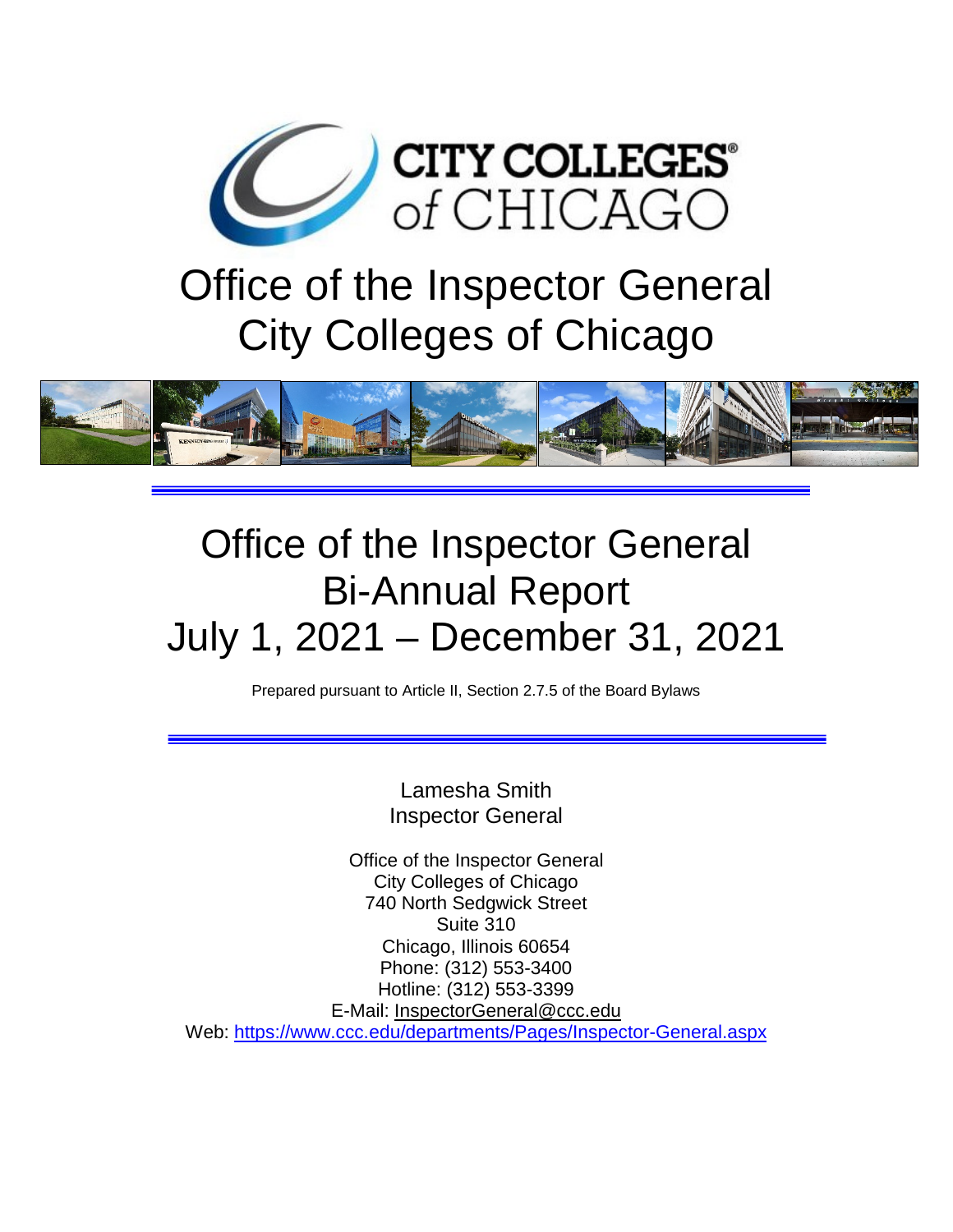# Office of the Inspector General
# City Colleges of Chicago

# Office of the Inspector General
# Bi-Annual Report
# July 1, 2021 – December 31, 2021

Prepared pursuant to Article II, Section 2.7.5 of the Board Bylaws

Lamesha Smith
Inspector General

Office of the Inspector General
City Colleges of Chicago
740 North Sedgwick Street
Suite 310
Chicago, Illinois 60654
Phone: (312) 553-3400
Hotline: (312) 553-3399
E-Mail: InspectorGeneral@ccc.edu
Web: https://www.ccc.edu/departments/Pages/Inspector-General.aspx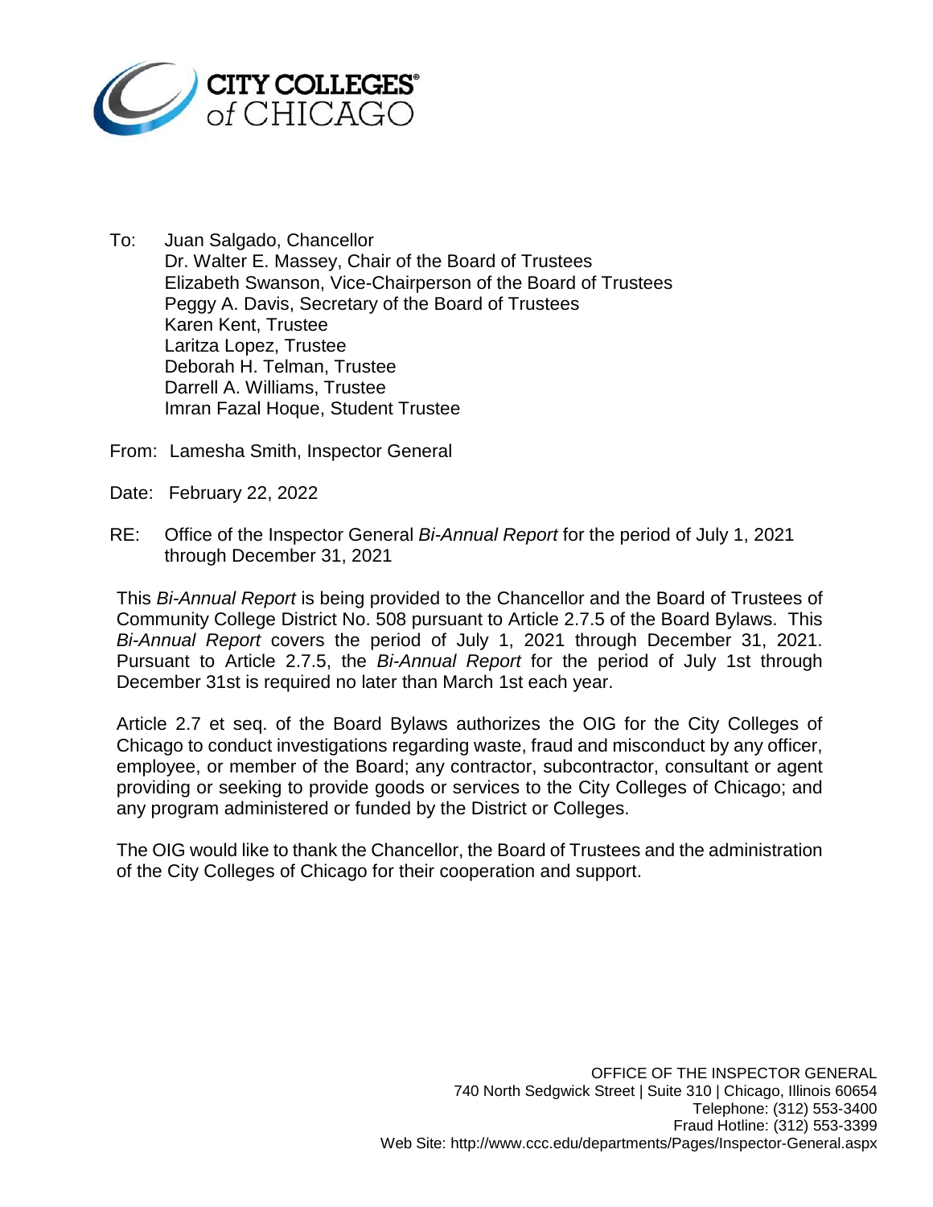To: Juan Salgado, Chancellor
Dr. Walter E. Massey, Chair of the Board of Trustees
Elizabeth Swanson, Vice-Chairperson of the Board of Trustees
Peggy A. Davis, Secretary of the Board of Trustees
Karen Kent, Trustee
Laritza Lopez, Trustee
Deborah H. Telman, Trustee
Darrell A. Williams, Trustee
Imran Fazal Hoque, Student Trustee

From: Lamesha Smith, Inspector General

Date: February 22, 2022

RE: Office of the Inspector General *Bi-Annual Report* for the period of July 1, 2021 through December 31, 2021

This *Bi-Annual Report* is being provided to the Chancellor and the Board of Trustees of Community College District No. 508 pursuant to Article 2.7.5 of the Board Bylaws. This *Bi-Annual Report* covers the period of July 1, 2021 through December 31, 2021. Pursuant to Article 2.7.5, the *Bi-Annual Report* for the period of July 1st through December 31st is required no later than March 1st each year.

Article 2.7 et seq. of the Board Bylaws authorizes the OIG for the City Colleges of Chicago to conduct investigations regarding waste, fraud and misconduct by any officer, employee, or member of the Board; any contractor, subcontractor, consultant or agent providing or seeking to provide goods or services to the City Colleges of Chicago; and any program administered or funded by the District or Colleges.

The OIG would like to thank the Chancellor, the Board of Trustees and the administration of the City Colleges of Chicago for their cooperation and support.

OFFICE OF THE INSPECTOR GENERAL
740 North Sedgwick Street | Suite 310 | Chicago, Illinois 60654
Telephone: (312) 553-3400
Fraud Hotline: (312) 553-3399
Web Site: http://www.ccc.edu/departments/Pages/Inspector-General.aspx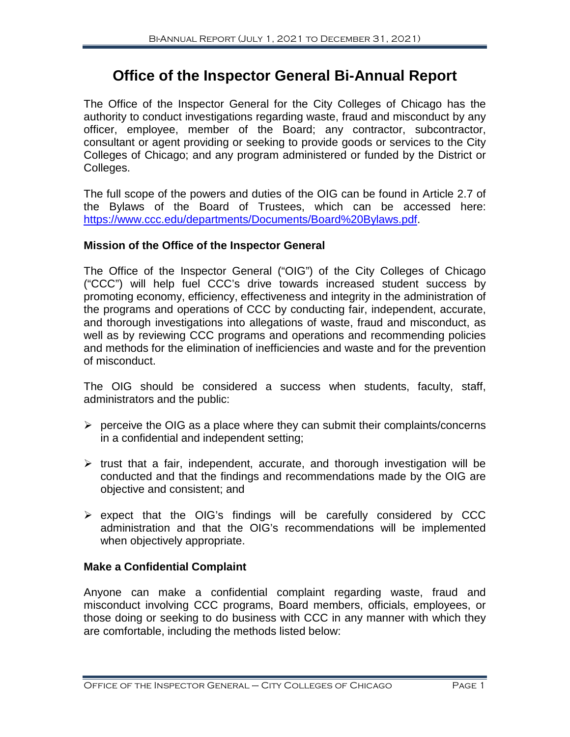# Office of the Inspector General Bi-Annual Report

The Office of the Inspector General for the City Colleges of Chicago has the authority to conduct investigations regarding waste, fraud and misconduct by any officer, employee, member of the Board; any contractor, subcontractor, consultant or agent providing or seeking to provide goods or services to the City Colleges of Chicago; and any program administered or funded by the District or Colleges.

The full scope of the powers and duties of the OIG can be found in Article 2.7 of the Bylaws of the Board of Trustees, which can be accessed here: [https://www.ccc.edu/departments/Documents/Board%20Bylaws.pdf](https://www.ccc.edu/departments/Documents/Board%20Bylaws.pdf).

### Mission of the Office of the Inspector General

The Office of the Inspector General ("OIG") of the City Colleges of Chicago ("CCC") will help fuel CCC's drive towards increased student success by promoting economy, efficiency, effectiveness and integrity in the administration of the programs and operations of CCC by conducting fair, independent, accurate, and thorough investigations into allegations of waste, fraud and misconduct, as well as by reviewing CCC programs and operations and recommending policies and methods for the elimination of inefficiencies and waste and for the prevention of misconduct.

The OIG should be considered a success when students, faculty, staff, administrators and the public:

- perceive the OIG as a place where they can submit their complaints/concerns in a confidential and independent setting;
- trust that a fair, independent, accurate, and thorough investigation will be conducted and that the findings and recommendations made by the OIG are objective and consistent; and
- expect that the OIG's findings will be carefully considered by CCC administration and that the OIG's recommendations will be implemented when objectively appropriate.

### Make a Confidential Complaint

Anyone can make a confidential complaint regarding waste, fraud and misconduct involving CCC programs, Board members, officials, employees, or those doing or seeking to do business with CCC in any manner with which they are comfortable, including the methods listed below: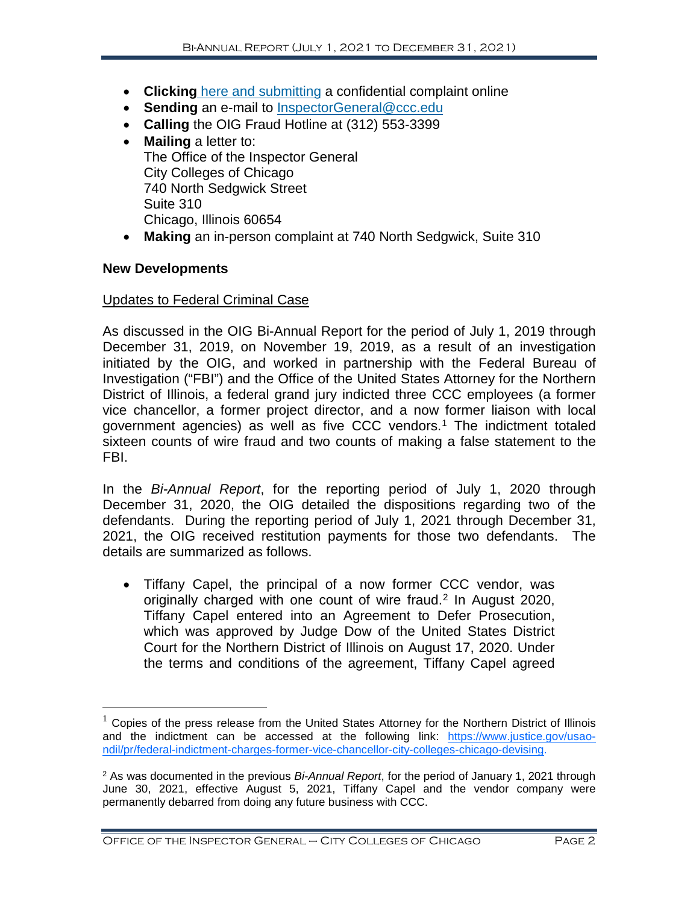- **Clicking** here and submitting a confidential complaint online
- **Sending** an e-mail to InspectorGeneral@ccc.edu
- **Calling** the OIG Fraud Hotline at (312) 553-3399
- **Mailing** a letter to:
  The Office of the Inspector General
  City Colleges of Chicago
  740 North Sedgwick Street
  Suite 310
  Chicago, Illinois 60654
- **Making** an in-person complaint at 740 North Sedgwick, Suite 310

**New Developments**

Updates to Federal Criminal Case

As discussed in the OIG Bi-Annual Report for the period of July 1, 2019 through December 31, 2019, on November 19, 2019, as a result of an investigation initiated by the OIG, and worked in partnership with the Federal Bureau of Investigation ("FBI") and the Office of the United States Attorney for the Northern District of Illinois, a federal grand jury indicted three CCC employees (a former vice chancellor, a former project director, and a now former liaison with local government agencies) as well as five CCC vendors.[1] The indictment totaled sixteen counts of wire fraud and two counts of making a false statement to the FBI.

In the *Bi-Annual Report*, for the reporting period of July 1, 2020 through December 31, 2020, the OIG detailed the dispositions regarding two of the defendants. During the reporting period of July 1, 2021 through December 31, 2021, the OIG received restitution payments for those two defendants. The details are summarized as follows.

- Tiffany Capel, the principal of a now former CCC vendor, was originally charged with one count of wire fraud.[2] In August 2020, Tiffany Capel entered into an Agreement to Defer Prosecution, which was approved by Judge Dow of the United States District Court for the Northern District of Illinois on August 17, 2020. Under the terms and conditions of the agreement, Tiffany Capel agreed

---

[1] Copies of the press release from the United States Attorney for the Northern District of Illinois and the indictment can be accessed at the following link: https://www.justice.gov/usao-ndil/pr/federal-indictment-charges-former-vice-chancellor-city-colleges-chicago-devising.

[2] As was documented in the previous *Bi-Annual Report*, for the period of January 1, 2021 through June 30, 2021, effective August 5, 2021, Tiffany Capel and the vendor company were permanently debarred from doing any future business with CCC.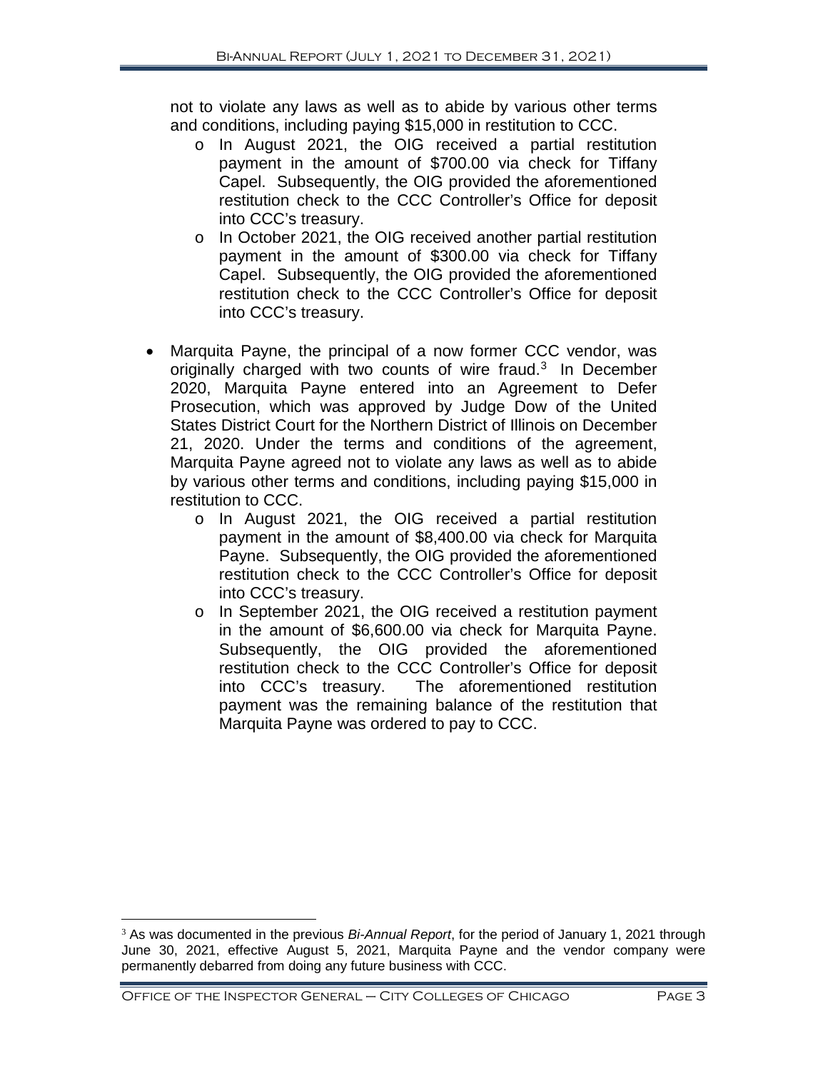not to violate any laws as well as to abide by various other terms and conditions, including paying $15,000 in restitution to CCC.

  - In August 2021, the OIG received a partial restitution payment in the amount of $700.00 via check for Tiffany Capel. Subsequently, the OIG provided the aforementioned restitution check to the CCC Controller's Office for deposit into CCC's treasury.
  - In October 2021, the OIG received another partial restitution payment in the amount of $300.00 via check for Tiffany Capel. Subsequently, the OIG provided the aforementioned restitution check to the CCC Controller's Office for deposit into CCC's treasury.

- Marquita Payne, the principal of a now former CCC vendor, was originally charged with two counts of wire fraud.[3] In December 2020, Marquita Payne entered into an Agreement to Defer Prosecution, which was approved by Judge Dow of the United States District Court for the Northern District of Illinois on December 21, 2020. Under the terms and conditions of the agreement, Marquita Payne agreed not to violate any laws as well as to abide by various other terms and conditions, including paying $15,000 in restitution to CCC.
  - In August 2021, the OIG received a partial restitution payment in the amount of $8,400.00 via check for Marquita Payne. Subsequently, the OIG provided the aforementioned restitution check to the CCC Controller's Office for deposit into CCC's treasury.
  - In September 2021, the OIG received a restitution payment in the amount of $6,600.00 via check for Marquita Payne. Subsequently, the OIG provided the aforementioned restitution check to the CCC Controller's Office for deposit into CCC's treasury. The aforementioned restitution payment was the remaining balance of the restitution that Marquita Payne was ordered to pay to CCC.

[3] As was documented in the previous *Bi-Annual Report*, for the period of January 1, 2021 through June 30, 2021, effective August 5, 2021, Marquita Payne and the vendor company were permanently debarred from doing any future business with CCC.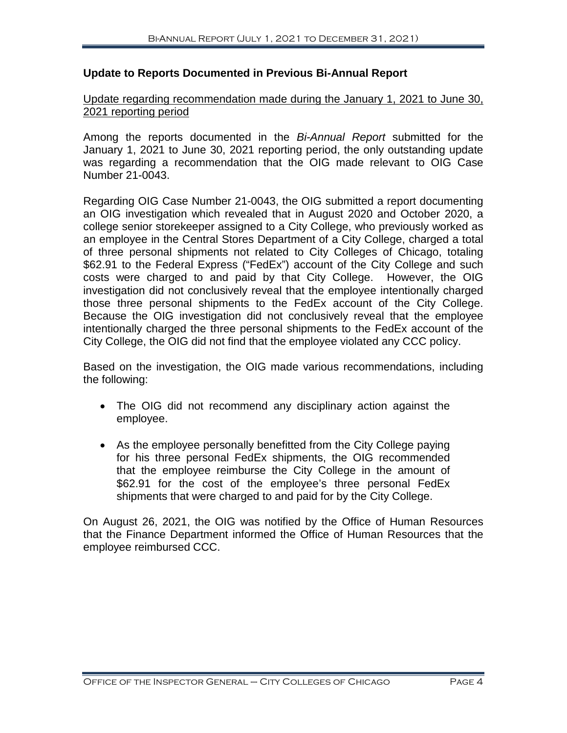## Update to Reports Documented in Previous Bi-Annual Report

Update regarding recommendation made during the January 1, 2021 to June 30, 2021 reporting period

Among the reports documented in the *Bi-Annual Report* submitted for the January 1, 2021 to June 30, 2021 reporting period, the only outstanding update was regarding a recommendation that the OIG made relevant to OIG Case Number 21-0043.

Regarding OIG Case Number 21-0043, the OIG submitted a report documenting an OIG investigation which revealed that in August 2020 and October 2020, a college senior storekeeper assigned to a City College, who previously worked as an employee in the Central Stores Department of a City College, charged a total of three personal shipments not related to City Colleges of Chicago, totaling $62.91 to the Federal Express ("FedEx") account of the City College and such costs were charged to and paid by that City College. However, the OIG investigation did not conclusively reveal that the employee intentionally charged those three personal shipments to the FedEx account of the City College. Because the OIG investigation did not conclusively reveal that the employee intentionally charged the three personal shipments to the FedEx account of the City College, the OIG did not find that the employee violated any CCC policy.

Based on the investigation, the OIG made various recommendations, including the following:

- The OIG did not recommend any disciplinary action against the employee.
- As the employee personally benefitted from the City College paying for his three personal FedEx shipments, the OIG recommended that the employee reimburse the City College in the amount of $62.91 for the cost of the employee's three personal FedEx shipments that were charged to and paid for by the City College.

On August 26, 2021, the OIG was notified by the Office of Human Resources that the Finance Department informed the Office of Human Resources that the employee reimbursed CCC.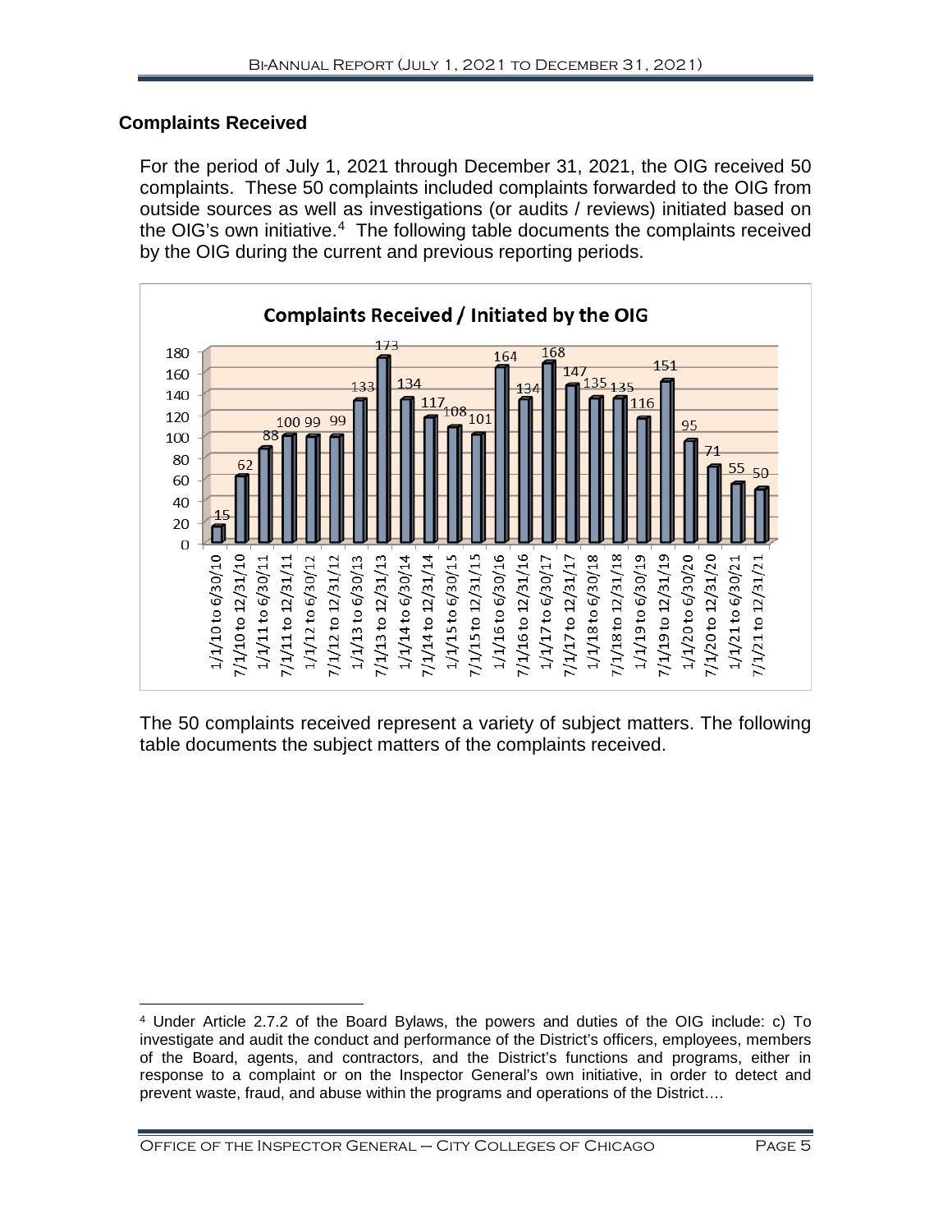## Complaints Received

For the period of July 1, 2021 through December 31, 2021, the OIG received 50 complaints. These 50 complaints included complaints forwarded to the OIG from outside sources as well as investigations (or audits / reviews) initiated based on the OIG's own initiative.[4] The following table documents the complaints received by the OIG during the current and previous reporting periods.

**Complaints Received / Initiated by the OIG**

| Period | Complaints |
|---|---|
| 1/1/10 to 6/30/10 | 15 |
| 7/1/10 to 12/31/10 | 62 |
| 1/1/11 to 6/30/11 | 88 |
| 7/1/11 to 12/31/11 | 100 |
| 1/1/12 to 6/30/12 | 99 |
| 7/1/12 to 12/31/12 | 99 |
| 1/1/13 to 6/30/13 | 133 |
| 7/1/13 to 12/31/13 | 173 |
| 1/1/14 to 6/30/14 | 134 |
| 7/1/14 to 12/31/14 | 117 |
| 1/1/15 to 6/30/15 | 108 |
| 7/1/15 to 12/31/15 | 101 |
| 1/1/16 to 6/30/16 | 164 |
| 7/1/16 to 12/31/16 | 134 |
| 1/1/17 to 6/30/17 | 168 |
| 7/1/17 to 12/31/17 | 147 |
| 1/1/18 to 6/30/18 | 135 |
| 7/1/18 to 12/31/18 | 135 |
| 1/1/19 to 6/30/19 | 116 |
| 7/1/19 to 12/31/19 | 151 |
| 1/1/20 to 6/30/20 | 95 |
| 7/1/20 to 12/31/20 | 71 |
| 1/1/21 to 6/30/21 | 55 |
| 7/1/21 to 12/31/21 | 50 |

The 50 complaints received represent a variety of subject matters. The following table documents the subject matters of the complaints received.

[4] Under Article 2.7.2 of the Board Bylaws, the powers and duties of the OIG include: c) To investigate and audit the conduct and performance of the District's officers, employees, members of the Board, agents, and contractors, and the District's functions and programs, either in response to a complaint or on the Inspector General's own initiative, in order to detect and prevent waste, fraud, and abuse within the programs and operations of the District….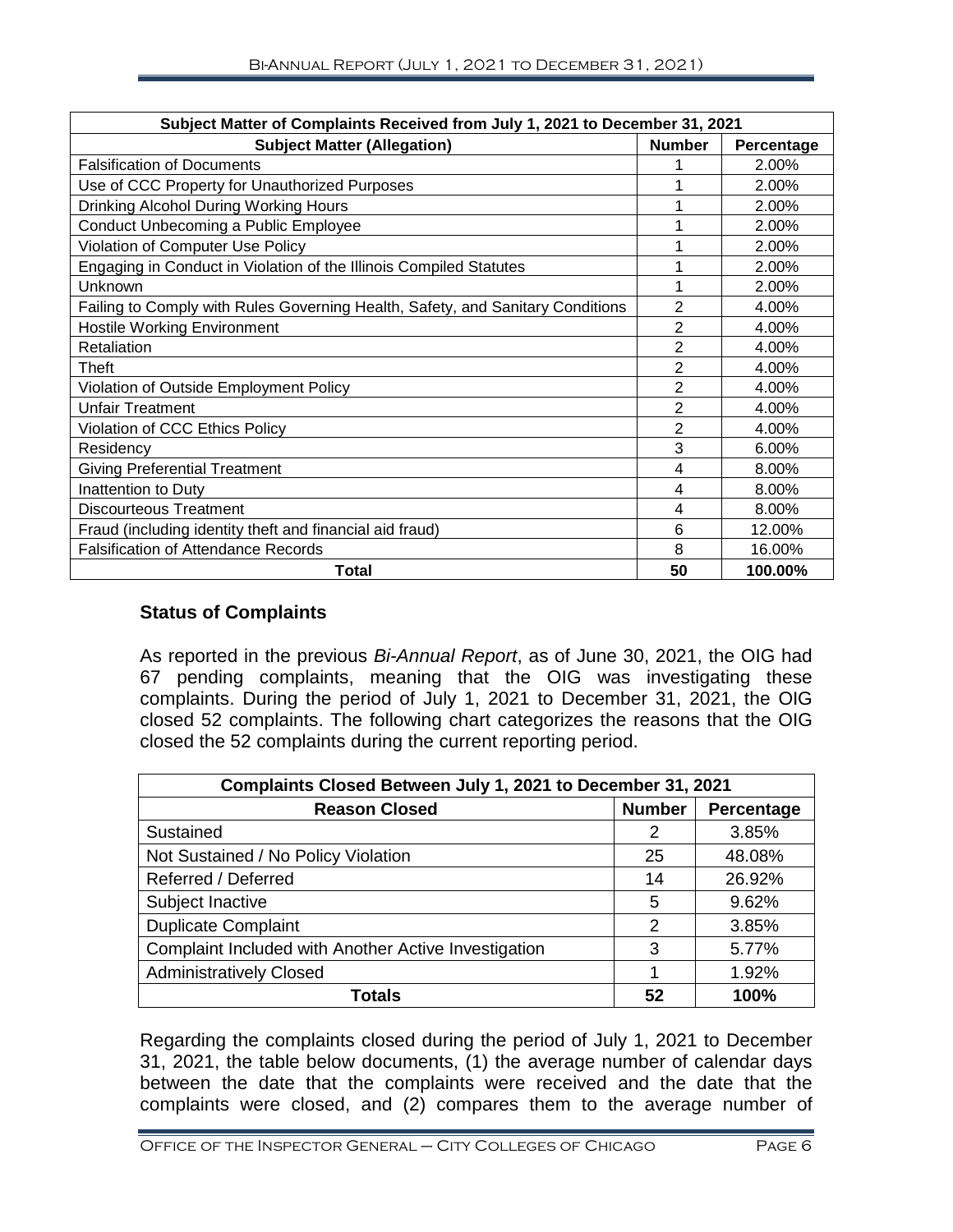| Subject Matter of Complaints Received from July 1, 2021 to December 31, 2021 | | |
|---|---|---|
| **Subject Matter (Allegation)** | **Number** | **Percentage** |
| Falsification of Documents | 1 | 2.00% |
| Use of CCC Property for Unauthorized Purposes | 1 | 2.00% |
| Drinking Alcohol During Working Hours | 1 | 2.00% |
| Conduct Unbecoming a Public Employee | 1 | 2.00% |
| Violation of Computer Use Policy | 1 | 2.00% |
| Engaging in Conduct in Violation of the Illinois Compiled Statutes | 1 | 2.00% |
| Unknown | 1 | 2.00% |
| Failing to Comply with Rules Governing Health, Safety, and Sanitary Conditions | 2 | 4.00% |
| Hostile Working Environment | 2 | 4.00% |
| Retaliation | 2 | 4.00% |
| Theft | 2 | 4.00% |
| Violation of Outside Employment Policy | 2 | 4.00% |
| Unfair Treatment | 2 | 4.00% |
| Violation of CCC Ethics Policy | 2 | 4.00% |
| Residency | 3 | 6.00% |
| Giving Preferential Treatment | 4 | 8.00% |
| Inattention to Duty | 4 | 8.00% |
| Discourteous Treatment | 4 | 8.00% |
| Fraud (including identity theft and financial aid fraud) | 6 | 12.00% |
| Falsification of Attendance Records | 8 | 16.00% |
| **Total** | **50** | **100.00%** |

### Status of Complaints

As reported in the previous *Bi-Annual Report*, as of June 30, 2021, the OIG had 67 pending complaints, meaning that the OIG was investigating these complaints. During the period of July 1, 2021 to December 31, 2021, the OIG closed 52 complaints. The following chart categorizes the reasons that the OIG closed the 52 complaints during the current reporting period.

| Complaints Closed Between July 1, 2021 to December 31, 2021 | | |
|---|---|---|
| **Reason Closed** | **Number** | **Percentage** |
| Sustained | 2 | 3.85% |
| Not Sustained / No Policy Violation | 25 | 48.08% |
| Referred / Deferred | 14 | 26.92% |
| Subject Inactive | 5 | 9.62% |
| Duplicate Complaint | 2 | 3.85% |
| Complaint Included with Another Active Investigation | 3 | 5.77% |
| Administratively Closed | 1 | 1.92% |
| **Totals** | **52** | **100%** |

Regarding the complaints closed during the period of July 1, 2021 to December 31, 2021, the table below documents, (1) the average number of calendar days between the date that the complaints were received and the date that the complaints were closed, and (2) compares them to the average number of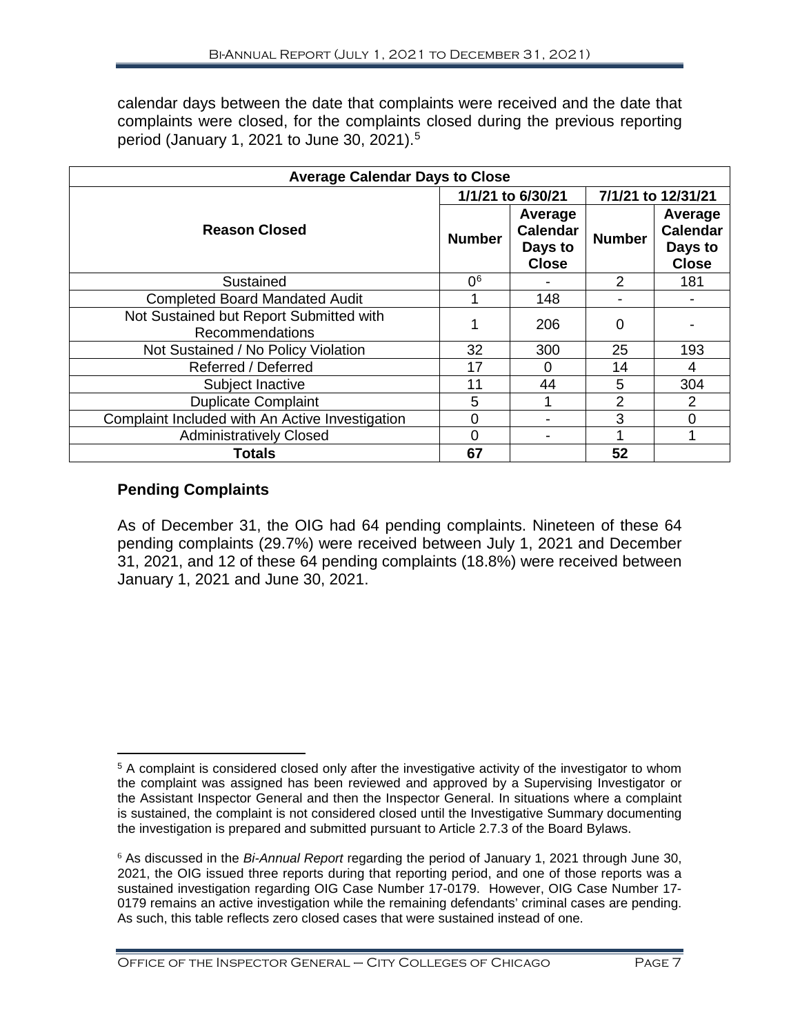calendar days between the date that complaints were received and the date that complaints were closed, for the complaints closed during the previous reporting period (January 1, 2021 to June 30, 2021).[5]

| Average Calendar Days to Close | | | | |
|---|---|---|---|---|
| **Reason Closed** | **1/1/21 to 6/30/21** | | **7/1/21 to 12/31/21** | |
| | **Number** | **Average Calendar Days to Close** | **Number** | **Average Calendar Days to Close** |
| Sustained | 0[6] | - | 2 | 181 |
| Completed Board Mandated Audit | 1 | 148 | - | - |
| Not Sustained but Report Submitted with Recommendations | 1 | 206 | 0 | - |
| Not Sustained / No Policy Violation | 32 | 300 | 25 | 193 |
| Referred / Deferred | 17 | 0 | 14 | 4 |
| Subject Inactive | 11 | 44 | 5 | 304 |
| Duplicate Complaint | 5 | 1 | 2 | 2 |
| Complaint Included with An Active Investigation | 0 | - | 3 | 0 |
| Administratively Closed | 0 | - | 1 | 1 |
| **Totals** | **67** | | **52** | |

### Pending Complaints

As of December 31, the OIG had 64 pending complaints. Nineteen of these 64 pending complaints (29.7%) were received between July 1, 2021 and December 31, 2021, and 12 of these 64 pending complaints (18.8%) were received between January 1, 2021 and June 30, 2021.

[5] A complaint is considered closed only after the investigative activity of the investigator to whom the complaint was assigned has been reviewed and approved by a Supervising Investigator or the Assistant Inspector General and then the Inspector General. In situations where a complaint is sustained, the complaint is not considered closed until the Investigative Summary documenting the investigation is prepared and submitted pursuant to Article 2.7.3 of the Board Bylaws.

[6] As discussed in the *Bi-Annual Report* regarding the period of January 1, 2021 through June 30, 2021, the OIG issued three reports during that reporting period, and one of those reports was a sustained investigation regarding OIG Case Number 17-0179. However, OIG Case Number 17-0179 remains an active investigation while the remaining defendants' criminal cases are pending. As such, this table reflects zero closed cases that were sustained instead of one.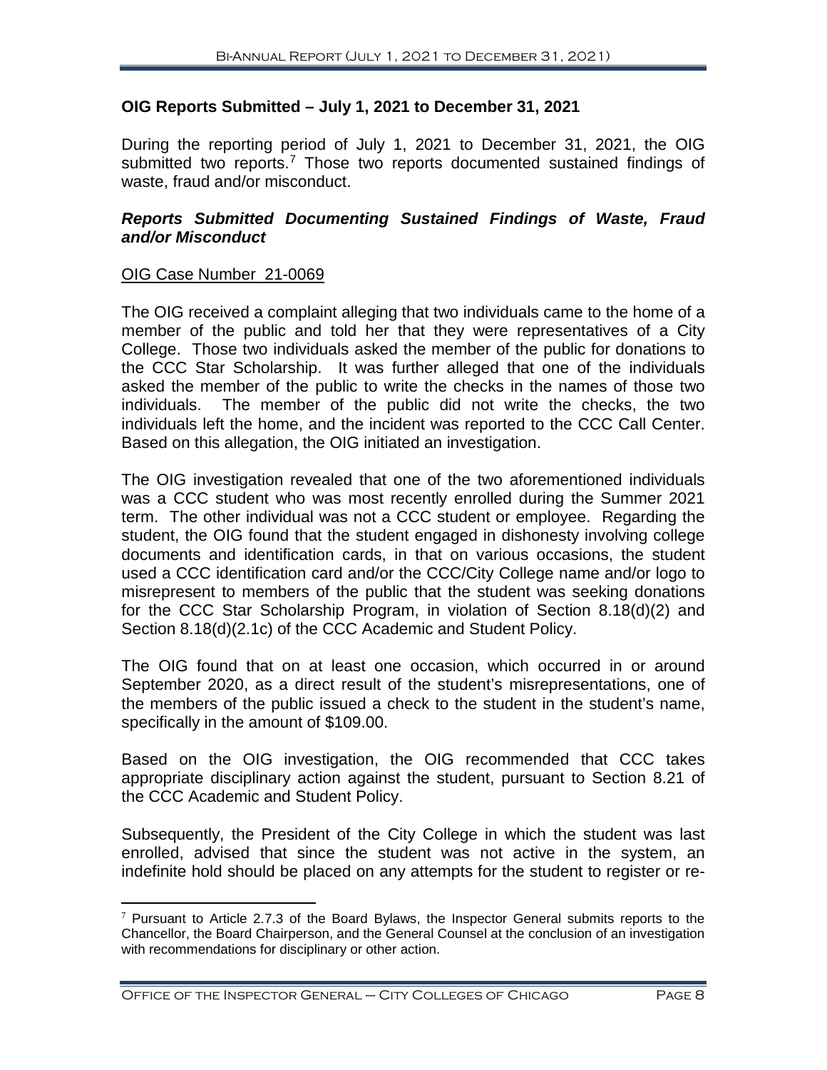## OIG Reports Submitted – July 1, 2021 to December 31, 2021

During the reporting period of July 1, 2021 to December 31, 2021, the OIG submitted two reports.[7] Those two reports documented sustained findings of waste, fraud and/or misconduct.

### *Reports Submitted Documenting Sustained Findings of Waste, Fraud and/or Misconduct*

OIG Case Number 21-0069

The OIG received a complaint alleging that two individuals came to the home of a member of the public and told her that they were representatives of a City College. Those two individuals asked the member of the public for donations to the CCC Star Scholarship. It was further alleged that one of the individuals asked the member of the public to write the checks in the names of those two individuals. The member of the public did not write the checks, the two individuals left the home, and the incident was reported to the CCC Call Center. Based on this allegation, the OIG initiated an investigation.

The OIG investigation revealed that one of the two aforementioned individuals was a CCC student who was most recently enrolled during the Summer 2021 term. The other individual was not a CCC student or employee. Regarding the student, the OIG found that the student engaged in dishonesty involving college documents and identification cards, in that on various occasions, the student used a CCC identification card and/or the CCC/City College name and/or logo to misrepresent to members of the public that the student was seeking donations for the CCC Star Scholarship Program, in violation of Section 8.18(d)(2) and Section 8.18(d)(2.1c) of the CCC Academic and Student Policy.

The OIG found that on at least one occasion, which occurred in or around September 2020, as a direct result of the student's misrepresentations, one of the members of the public issued a check to the student in the student's name, specifically in the amount of $109.00.

Based on the OIG investigation, the OIG recommended that CCC takes appropriate disciplinary action against the student, pursuant to Section 8.21 of the CCC Academic and Student Policy.

Subsequently, the President of the City College in which the student was last enrolled, advised that since the student was not active in the system, an indefinite hold should be placed on any attempts for the student to register or re-

[7] Pursuant to Article 2.7.3 of the Board Bylaws, the Inspector General submits reports to the Chancellor, the Board Chairperson, and the General Counsel at the conclusion of an investigation with recommendations for disciplinary or other action.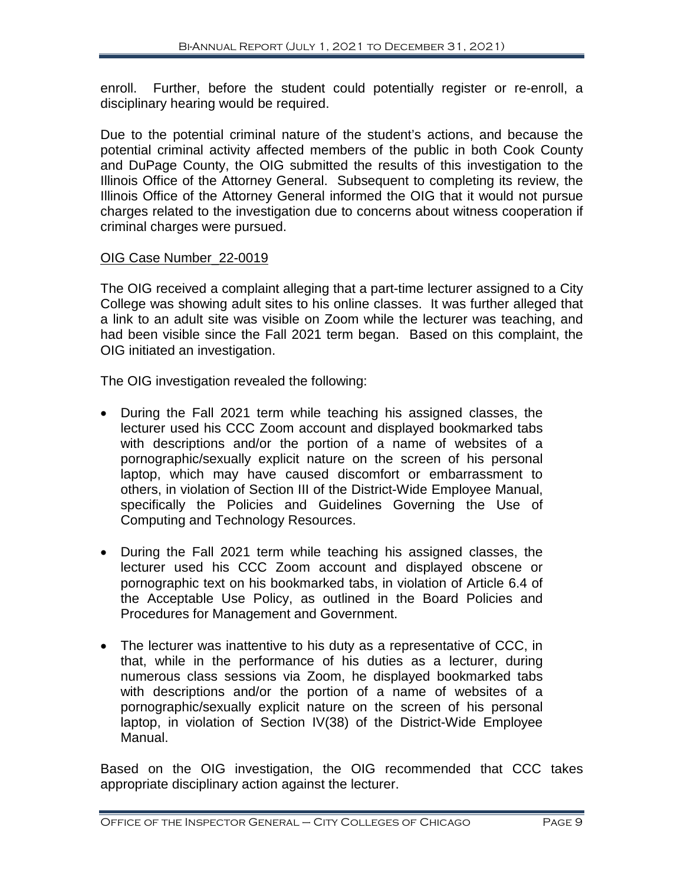enroll. Further, before the student could potentially register or re-enroll, a disciplinary hearing would be required.

Due to the potential criminal nature of the student's actions, and because the potential criminal activity affected members of the public in both Cook County and DuPage County, the OIG submitted the results of this investigation to the Illinois Office of the Attorney General. Subsequent to completing its review, the Illinois Office of the Attorney General informed the OIG that it would not pursue charges related to the investigation due to concerns about witness cooperation if criminal charges were pursued.

<u>OIG Case Number_22-0019</u>

The OIG received a complaint alleging that a part-time lecturer assigned to a City College was showing adult sites to his online classes. It was further alleged that a link to an adult site was visible on Zoom while the lecturer was teaching, and had been visible since the Fall 2021 term began. Based on this complaint, the OIG initiated an investigation.

The OIG investigation revealed the following:

- During the Fall 2021 term while teaching his assigned classes, the lecturer used his CCC Zoom account and displayed bookmarked tabs with descriptions and/or the portion of a name of websites of a pornographic/sexually explicit nature on the screen of his personal laptop, which may have caused discomfort or embarrassment to others, in violation of Section III of the District-Wide Employee Manual, specifically the Policies and Guidelines Governing the Use of Computing and Technology Resources.
- During the Fall 2021 term while teaching his assigned classes, the lecturer used his CCC Zoom account and displayed obscene or pornographic text on his bookmarked tabs, in violation of Article 6.4 of the Acceptable Use Policy, as outlined in the Board Policies and Procedures for Management and Government.
- The lecturer was inattentive to his duty as a representative of CCC, in that, while in the performance of his duties as a lecturer, during numerous class sessions via Zoom, he displayed bookmarked tabs with descriptions and/or the portion of a name of websites of a pornographic/sexually explicit nature on the screen of his personal laptop, in violation of Section IV(38) of the District-Wide Employee Manual.

Based on the OIG investigation, the OIG recommended that CCC takes appropriate disciplinary action against the lecturer.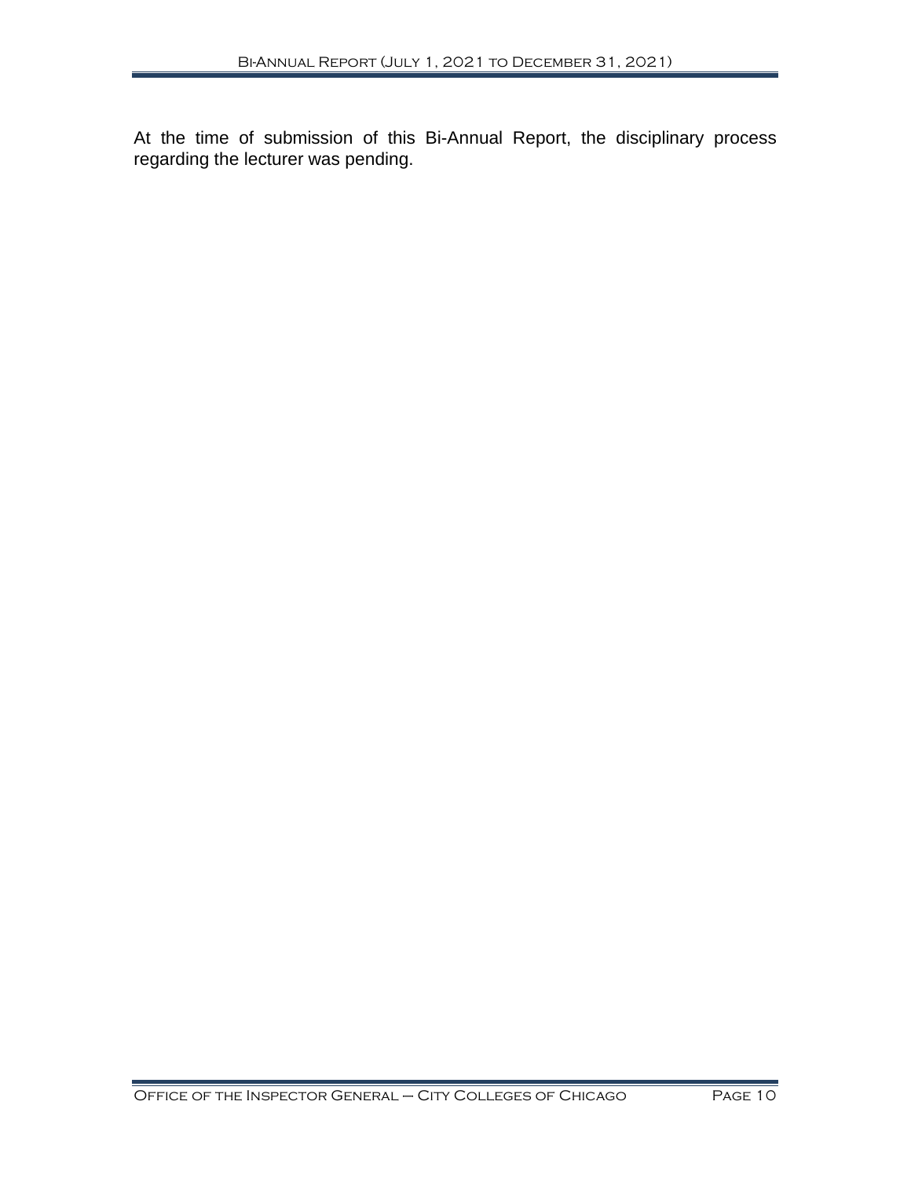At the time of submission of this Bi-Annual Report, the disciplinary process regarding the lecturer was pending.